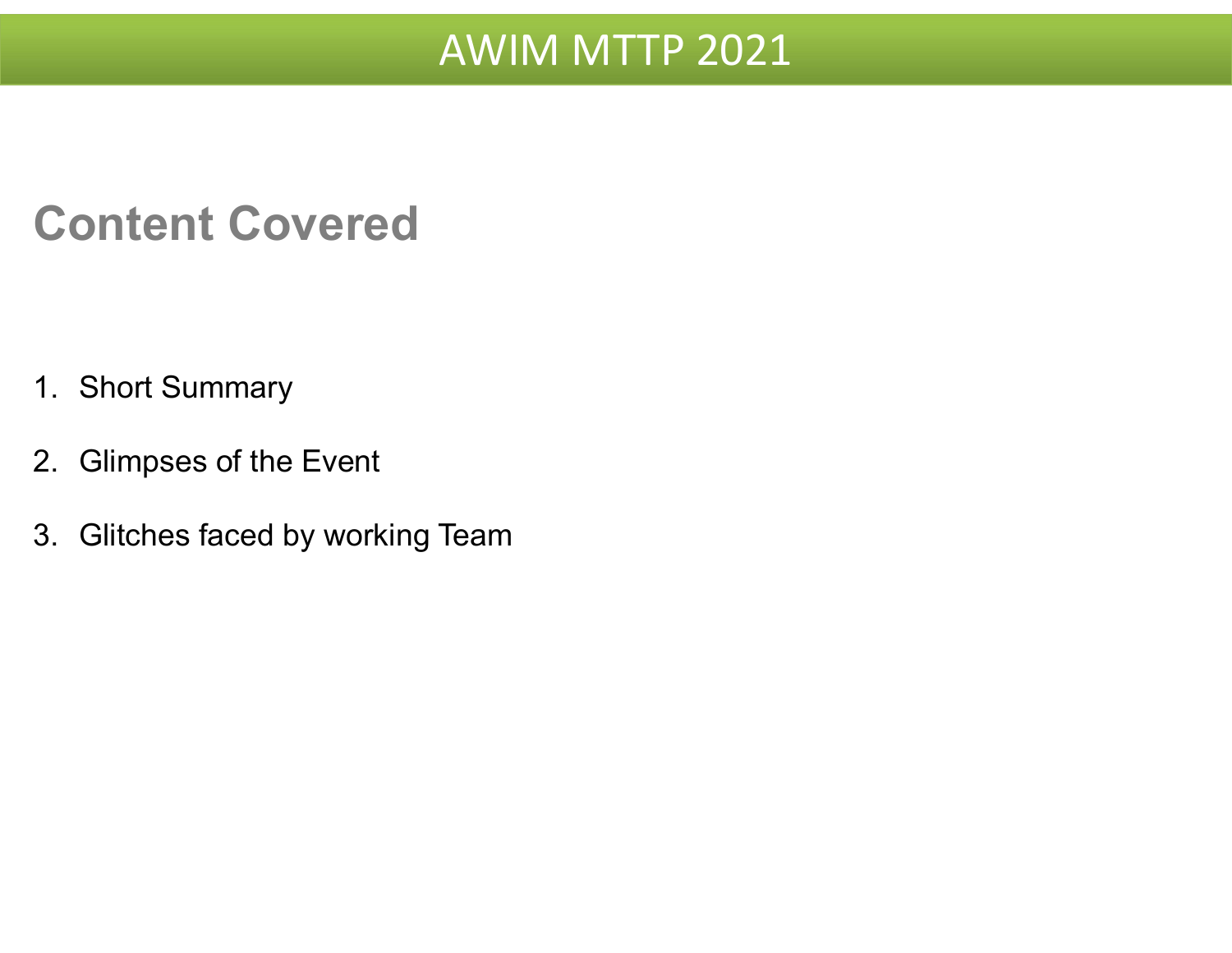# AWIM MTTP 2021

## Content Covered

1. Short Summary
2. Glimpses of the Event
3. Glitches faced by working Team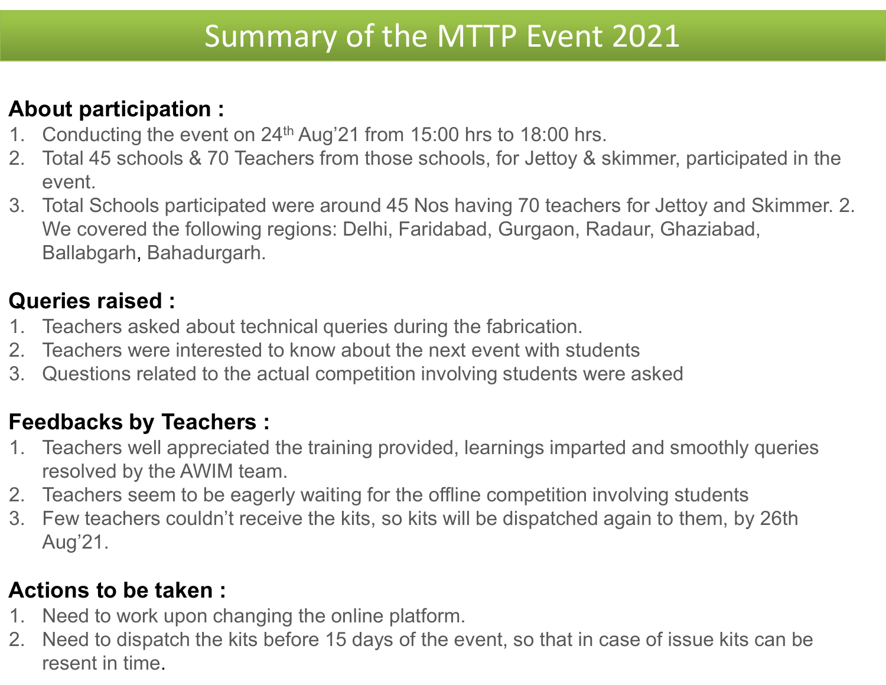# Summary of the MTTP Event 2021

**About participation :**

1. Conducting the event on 24th Aug'21 from 15:00 hrs to 18:00 hrs.
2. Total 45 schools & 70 Teachers from those schools, for Jettoy & skimmer, participated in the event.
3. Total Schools participated were around 45 Nos having 70 teachers for Jettoy and Skimmer. 2. We covered the following regions: Delhi, Faridabad, Gurgaon, Radaur, Ghaziabad, Ballabgarh, Bahadurgarh.

**Queries raised :**

1. Teachers asked about technical queries during the fabrication.
2. Teachers were interested to know about the next event with students
3. Questions related to the actual competition involving students were asked

**Feedbacks by Teachers :**

1. Teachers well appreciated the training provided, learnings imparted and smoothly queries resolved by the AWIM team.
2. Teachers seem to be eagerly waiting for the offline competition involving students
3. Few teachers couldn't receive the kits, so kits will be dispatched again to them, by 26th Aug'21.

**Actions to be taken :**

1. Need to work upon changing the online platform.
2. Need to dispatch the kits before 15 days of the event, so that in case of issue kits can be resent in time.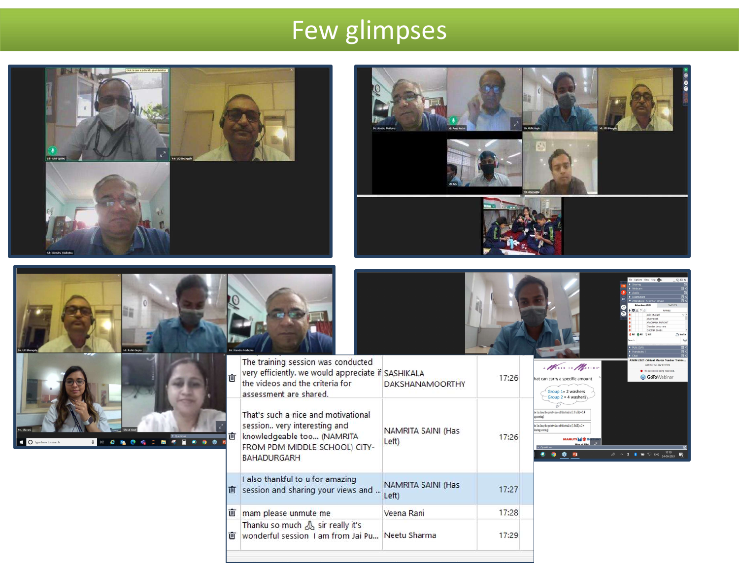# Few glimpses

| | | | |
|---|---|---|---|
| | The training session was conducted very efficiently. we would appreciate if the videos and the criteria for assessment are shared. | SASHIKALA DAKSHANAMOORTHY | 17:26 |
| | That's such a nice and motivational session.. very interesting and knowledgeable too... (NAMRITA FROM PDM MIDDLE SCHOOL) CITY- BAHADURGARH | NAMRITA SAINI (Has Left) | 17:26 |
| | I also thankful to u for amazing session and sharing your views and ... | NAMRITA SAINI (Has Left) | 17:27 |
| | mam please unmute me | Veena Rani | 17:28 |
| | Thanku so much 🙏 sir really it's wonderful session I am from Jai Pu... | Neetu Sharma | 17:29 |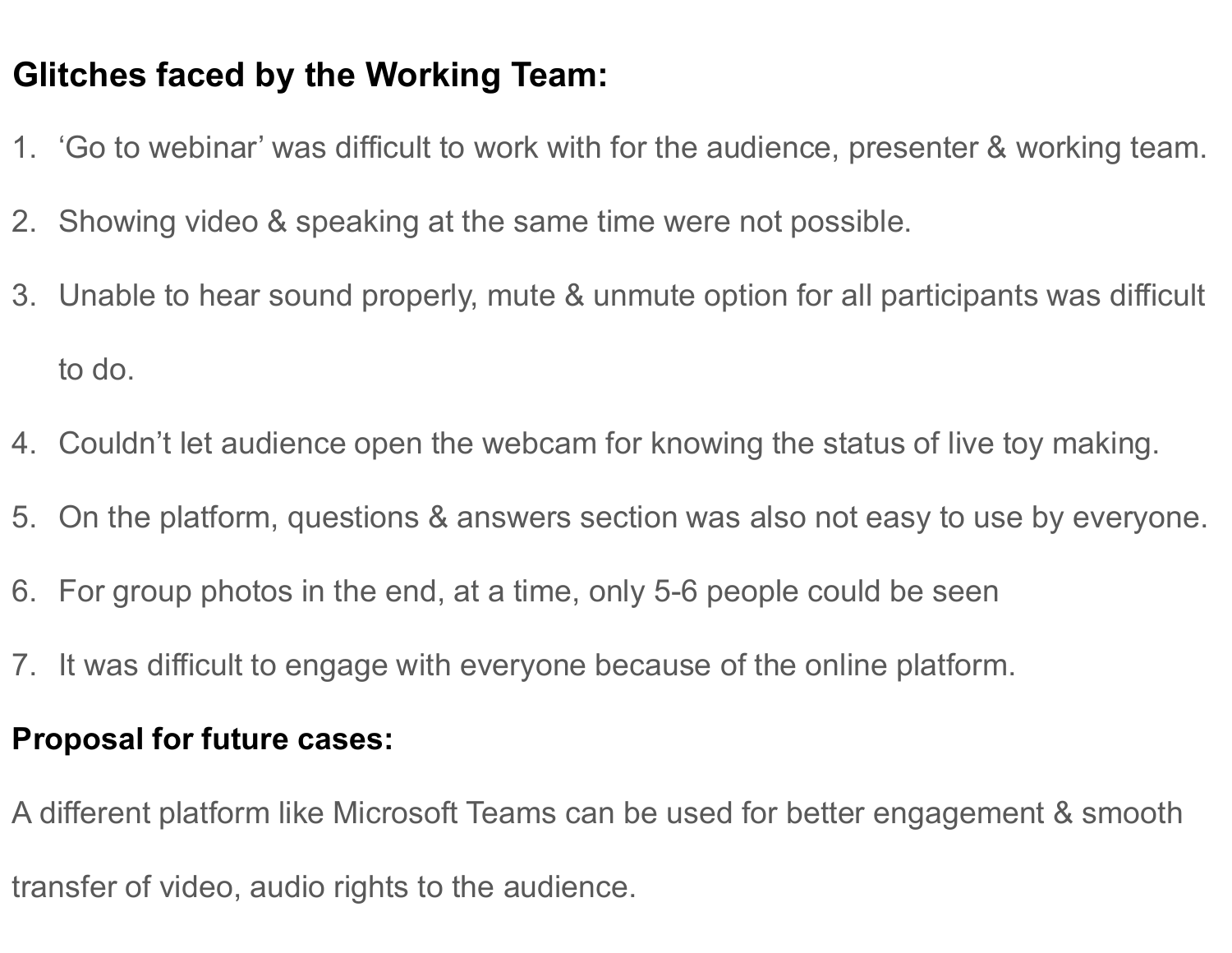**Glitches faced by the Working Team:**

1. 'Go to webinar' was difficult to work with for the audience, presenter & working team.
2. Showing video & speaking at the same time were not possible.
3. Unable to hear sound properly, mute & unmute option for all participants was difficult to do.
4. Couldn't let audience open the webcam for knowing the status of live toy making.
5. On the platform, questions & answers section was also not easy to use by everyone.
6. For group photos in the end, at a time, only 5-6 people could be seen
7. It was difficult to engage with everyone because of the online platform.

**Proposal for future cases:**

A different platform like Microsoft Teams can be used for better engagement & smooth transfer of video, audio rights to the audience.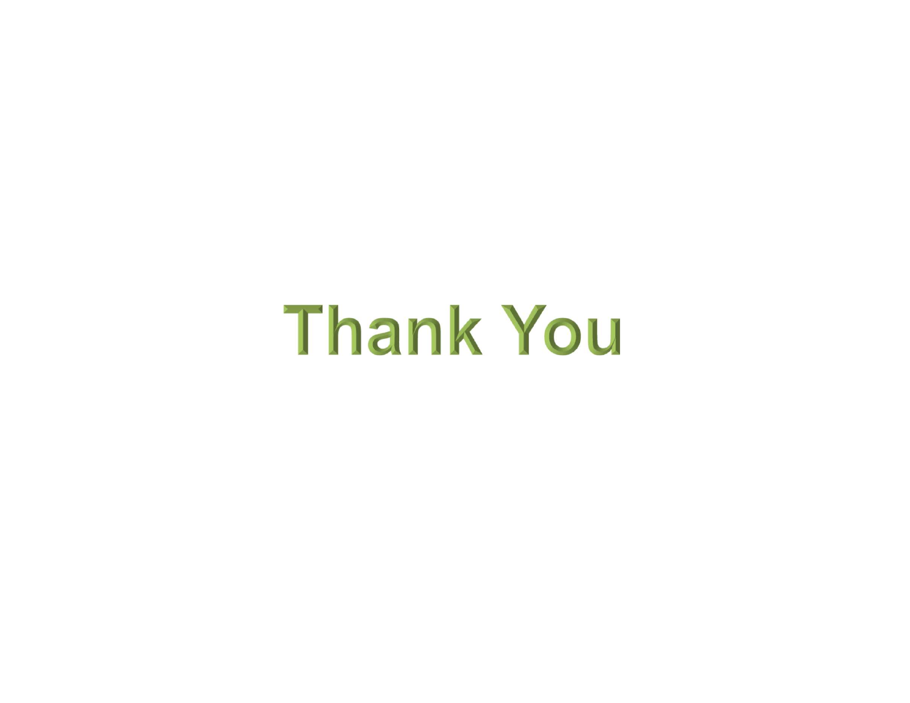# Thank You